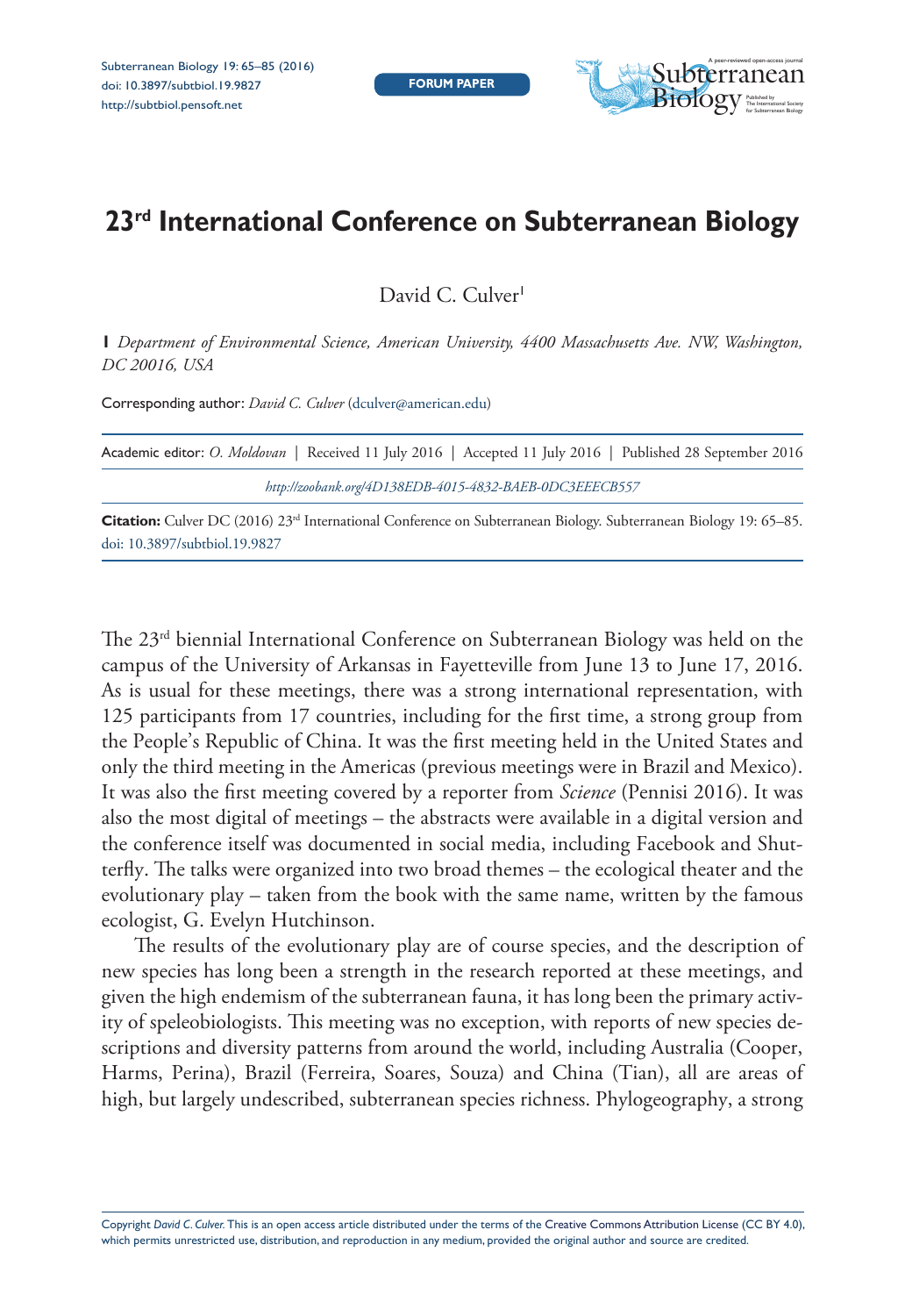FORUM PAPER

# 23rd International Conference on Subterranean Biology

David C. Culver[1]

**1** *Department of Environmental Science, American University, 4400 Massachusetts Ave. NW, Washington, DC 20016, USA*

Corresponding author: *David C. Culver* (dculver@american.edu)

Academic editor: *O. Moldovan* | Received 11 July 2016 | Accepted 11 July 2016 | Published 28 September 2016

*http://zoobank.org/4D138EDB-4015-4832-BAEB-0DC3EEECB557*

**Citation:** Culver DC (2016) 23rd International Conference on Subterranean Biology. Subterranean Biology 19: 65–85. doi: 10.3897/subtbiol.19.9827

The 23rd biennial International Conference on Subterranean Biology was held on the campus of the University of Arkansas in Fayetteville from June 13 to June 17, 2016. As is usual for these meetings, there was a strong international representation, with 125 participants from 17 countries, including for the first time, a strong group from the People's Republic of China. It was the first meeting held in the United States and only the third meeting in the Americas (previous meetings were in Brazil and Mexico). It was also the first meeting covered by a reporter from *Science* (Pennisi 2016). It was also the most digital of meetings – the abstracts were available in a digital version and the conference itself was documented in social media, including Facebook and Shutterfly. The talks were organized into two broad themes – the ecological theater and the evolutionary play – taken from the book with the same name, written by the famous ecologist, G. Evelyn Hutchinson.

The results of the evolutionary play are of course species, and the description of new species has long been a strength in the research reported at these meetings, and given the high endemism of the subterranean fauna, it has long been the primary activity of speleobiologists. This meeting was no exception, with reports of new species descriptions and diversity patterns from around the world, including Australia (Cooper, Harms, Perina), Brazil (Ferreira, Soares, Souza) and China (Tian), all are areas of high, but largely undescribed, subterranean species richness. Phylogeography, a strong

Copyright *David C. Culver*. This is an open access article distributed under the terms of the Creative Commons Attribution License (CC BY 4.0), which permits unrestricted use, distribution, and reproduction in any medium, provided the original author and source are credited.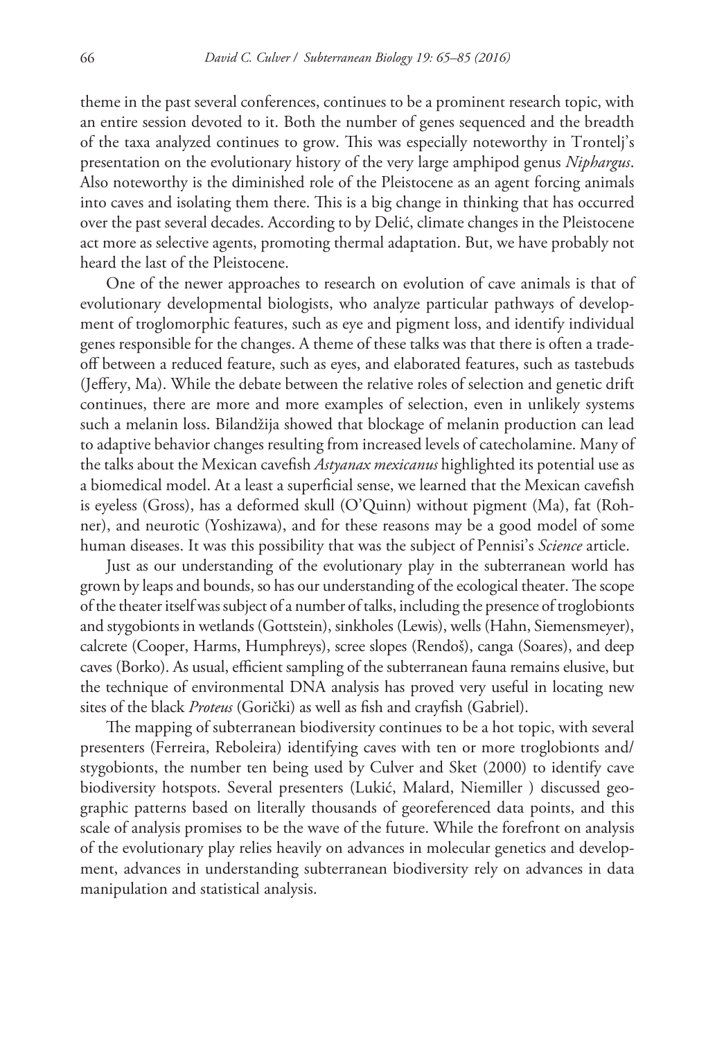theme in the past several conferences, continues to be a prominent research topic, with an entire session devoted to it. Both the number of genes sequenced and the breadth of the taxa analyzed continues to grow. This was especially noteworthy in Trontelj's presentation on the evolutionary history of the very large amphipod genus *Niphargus*. Also noteworthy is the diminished role of the Pleistocene as an agent forcing animals into caves and isolating them there. This is a big change in thinking that has occurred over the past several decades. According to by Delić, climate changes in the Pleistocene act more as selective agents, promoting thermal adaptation. But, we have probably not heard the last of the Pleistocene.

One of the newer approaches to research on evolution of cave animals is that of evolutionary developmental biologists, who analyze particular pathways of development of troglomorphic features, such as eye and pigment loss, and identify individual genes responsible for the changes. A theme of these talks was that there is often a trade-off between a reduced feature, such as eyes, and elaborated features, such as tastebuds (Jeffery, Ma). While the debate between the relative roles of selection and genetic drift continues, there are more and more examples of selection, even in unlikely systems such a melanin loss. Bilandžija showed that blockage of melanin production can lead to adaptive behavior changes resulting from increased levels of catecholamine. Many of the talks about the Mexican cavefish *Astyanax mexicanus* highlighted its potential use as a biomedical model. At a least a superficial sense, we learned that the Mexican cavefish is eyeless (Gross), has a deformed skull (O'Quinn) without pigment (Ma), fat (Rohner), and neurotic (Yoshizawa), and for these reasons may be a good model of some human diseases. It was this possibility that was the subject of Pennisi's *Science* article.

Just as our understanding of the evolutionary play in the subterranean world has grown by leaps and bounds, so has our understanding of the ecological theater. The scope of the theater itself was subject of a number of talks, including the presence of troglobionts and stygobionts in wetlands (Gottstein), sinkholes (Lewis), wells (Hahn, Siemensmeyer), calcrete (Cooper, Harms, Humphreys), scree slopes (Rendoš), canga (Soares), and deep caves (Borko). As usual, efficient sampling of the subterranean fauna remains elusive, but the technique of environmental DNA analysis has proved very useful in locating new sites of the black *Proteus* (Gorički) as well as fish and crayfish (Gabriel).

The mapping of subterranean biodiversity continues to be a hot topic, with several presenters (Ferreira, Reboleira) identifying caves with ten or more troglobionts and/ stygobionts, the number ten being used by Culver and Sket (2000) to identify cave biodiversity hotspots. Several presenters (Lukić, Malard, Niemiller ) discussed geographic patterns based on literally thousands of georeferenced data points, and this scale of analysis promises to be the wave of the future. While the forefront on analysis of the evolutionary play relies heavily on advances in molecular genetics and development, advances in understanding subterranean biodiversity rely on advances in data manipulation and statistical analysis.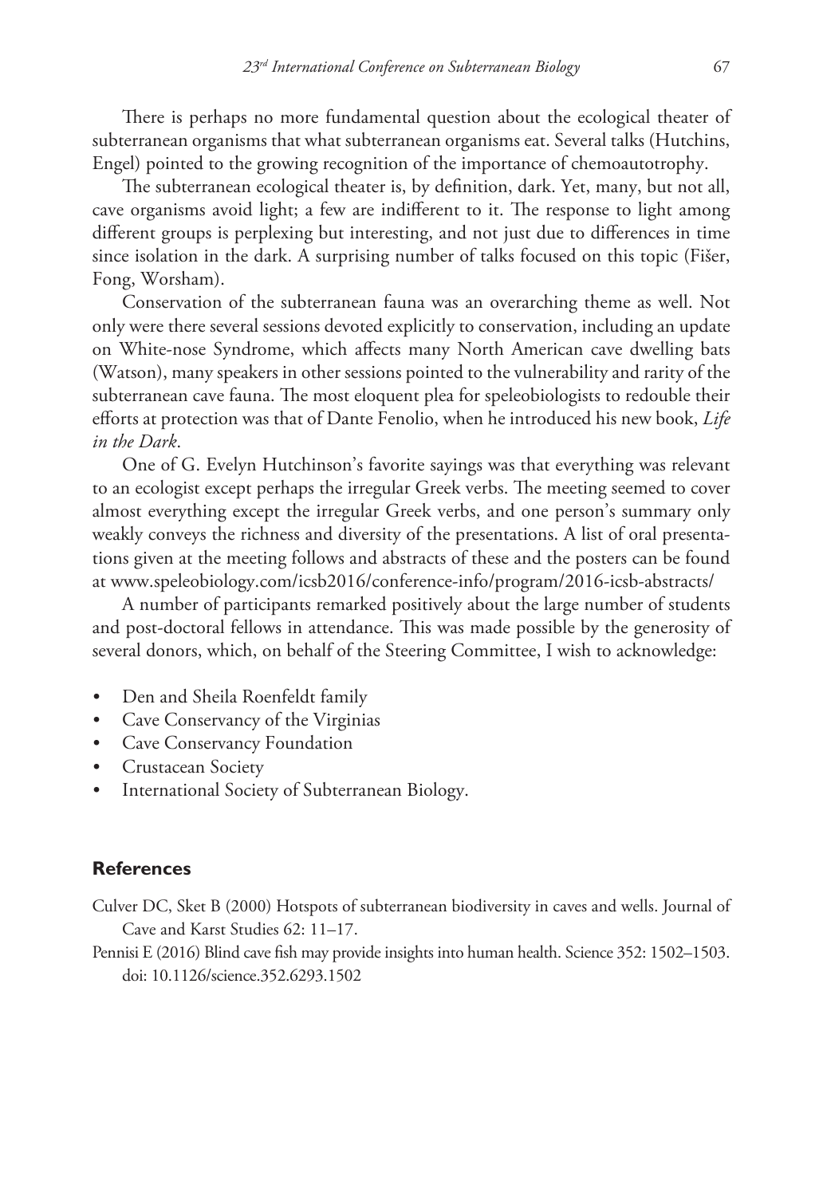There is perhaps no more fundamental question about the ecological theater of subterranean organisms that what subterranean organisms eat. Several talks (Hutchins, Engel) pointed to the growing recognition of the importance of chemoautotrophy.

The subterranean ecological theater is, by definition, dark. Yet, many, but not all, cave organisms avoid light; a few are indifferent to it. The response to light among different groups is perplexing but interesting, and not just due to differences in time since isolation in the dark. A surprising number of talks focused on this topic (Fišer, Fong, Worsham).

Conservation of the subterranean fauna was an overarching theme as well. Not only were there several sessions devoted explicitly to conservation, including an update on White-nose Syndrome, which affects many North American cave dwelling bats (Watson), many speakers in other sessions pointed to the vulnerability and rarity of the subterranean cave fauna. The most eloquent plea for speleobiologists to redouble their efforts at protection was that of Dante Fenolio, when he introduced his new book, *Life in the Dark*.

One of G. Evelyn Hutchinson's favorite sayings was that everything was relevant to an ecologist except perhaps the irregular Greek verbs. The meeting seemed to cover almost everything except the irregular Greek verbs, and one person's summary only weakly conveys the richness and diversity of the presentations. A list of oral presentations given at the meeting follows and abstracts of these and the posters can be found at www.speleobiology.com/icsb2016/conference-info/program/2016-icsb-abstracts/

A number of participants remarked positively about the large number of students and post-doctoral fellows in attendance. This was made possible by the generosity of several donors, which, on behalf of the Steering Committee, I wish to acknowledge:

- Den and Sheila Roenfeldt family
- Cave Conservancy of the Virginias
- Cave Conservancy Foundation
- Crustacean Society
- International Society of Subterranean Biology.

## References

Culver DC, Sket B (2000) Hotspots of subterranean biodiversity in caves and wells. Journal of Cave and Karst Studies 62: 11–17.

Pennisi E (2016) Blind cave fish may provide insights into human health. Science 352: 1502–1503. doi: 10.1126/science.352.6293.1502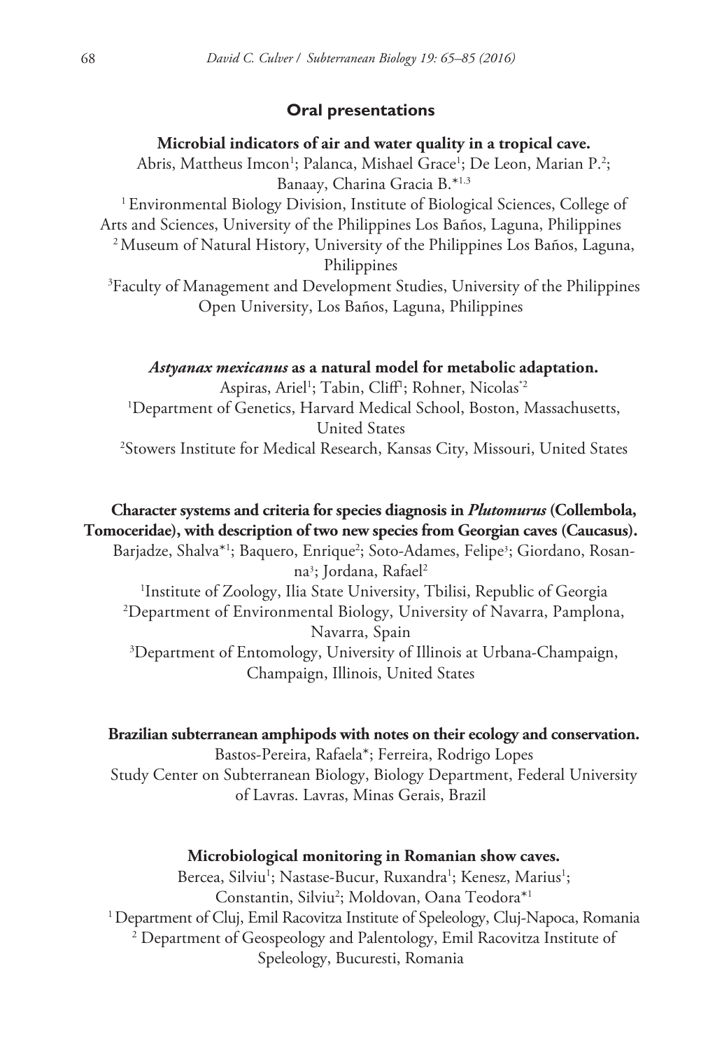## Oral presentations

**Microbial indicators of air and water quality in a tropical cave.**

Abris, Mattheus Imcon[1]; Palanca, Mishael Grace[1]; De Leon, Marian P.[2]; Banaay, Charina Gracia B.*[1,3]

[1] Environmental Biology Division, Institute of Biological Sciences, College of Arts and Sciences, University of the Philippines Los Baños, Laguna, Philippines

[2] Museum of Natural History, University of the Philippines Los Baños, Laguna, Philippines

[3] Faculty of Management and Development Studies, University of the Philippines Open University, Los Baños, Laguna, Philippines

***Astyanax mexicanus* as a natural model for metabolic adaptation.**

Aspiras, Ariel[1]; Tabin, Cliff[1]; Rohner, Nicolas*[2]

[1] Department of Genetics, Harvard Medical School, Boston, Massachusetts, United States

[2] Stowers Institute for Medical Research, Kansas City, Missouri, United States

**Character systems and criteria for species diagnosis in *Plutomurus* (Collembola, Tomoceridae), with description of two new species from Georgian caves (Caucasus).**

Barjadze, Shalva*[1]; Baquero, Enrique[2]; Soto-Adames, Felipe[3]; Giordano, Rosanna[3]; Jordana, Rafael[2]

[1] Institute of Zoology, Ilia State University, Tbilisi, Republic of Georgia

[2] Department of Environmental Biology, University of Navarra, Pamplona, Navarra, Spain

[3] Department of Entomology, University of Illinois at Urbana-Champaign, Champaign, Illinois, United States

**Brazilian subterranean amphipods with notes on their ecology and conservation.**

Bastos-Pereira, Rafaela*; Ferreira, Rodrigo Lopes

Study Center on Subterranean Biology, Biology Department, Federal University of Lavras. Lavras, Minas Gerais, Brazil

**Microbiological monitoring in Romanian show caves.**

Bercea, Silviu[1]; Nastase-Bucur, Ruxandra[1]; Kenesz, Marius[1]; Constantin, Silviu[2]; Moldovan, Oana Teodora*[1]

[1] Department of Cluj, Emil Racovitza Institute of Speleology, Cluj-Napoca, Romania

[2] Department of Geospeology and Palentology, Emil Racovitza Institute of Speleology, Bucuresti, Romania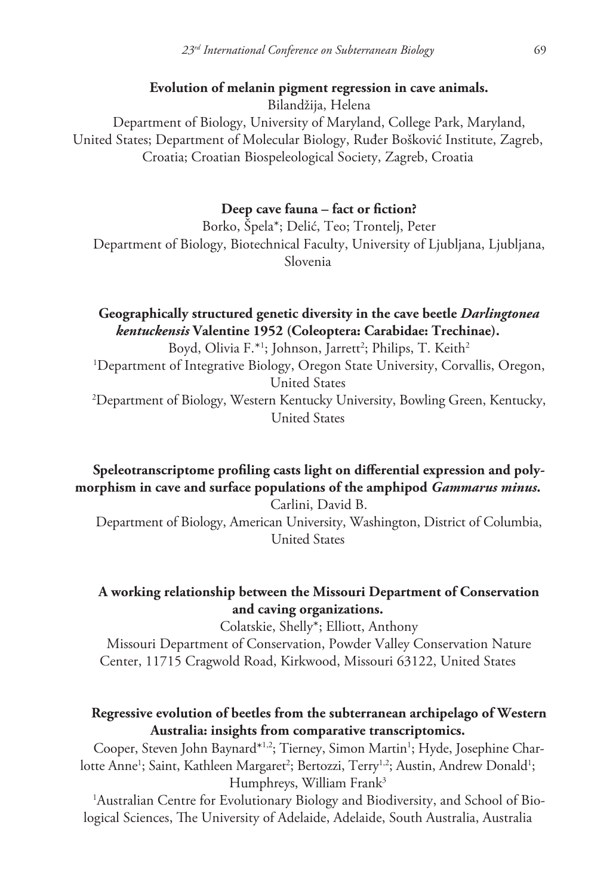**Evolution of melanin pigment regression in cave animals.**

Bilandžija, Helena

Department of Biology, University of Maryland, College Park, Maryland, United States; Department of Molecular Biology, Ruđer Bošković Institute, Zagreb, Croatia; Croatian Biospeleological Society, Zagreb, Croatia

**Deep cave fauna – fact or fiction?**

Borko, Špela*; Delić, Teo; Trontelj, Peter

Department of Biology, Biotechnical Faculty, University of Ljubljana, Ljubljana, Slovenia

**Geographically structured genetic diversity in the cave beetle *Darlingtonea kentuckensis* Valentine 1952 (Coleoptera: Carabidae: Trechinae).**

Boyd, Olivia F.*[1]; Johnson, Jarrett[2]; Philips, T. Keith[2]

[1]Department of Integrative Biology, Oregon State University, Corvallis, Oregon, United States

[2]Department of Biology, Western Kentucky University, Bowling Green, Kentucky, United States

**Speleotranscriptome profiling casts light on differential expression and polymorphism in cave and surface populations of the amphipod *Gammarus minus*.**

Carlini, David B.

Department of Biology, American University, Washington, District of Columbia, United States

**A working relationship between the Missouri Department of Conservation and caving organizations.**

Colatskie, Shelly*; Elliott, Anthony

Missouri Department of Conservation, Powder Valley Conservation Nature Center, 11715 Cragwold Road, Kirkwood, Missouri 63122, United States

**Regressive evolution of beetles from the subterranean archipelago of Western Australia: insights from comparative transcriptomics.**

Cooper, Steven John Baynard*[1,2]; Tierney, Simon Martin[1]; Hyde, Josephine Charlotte Anne[1]; Saint, Kathleen Margaret[2]; Bertozzi, Terry[1,2]; Austin, Andrew Donald[1]; Humphreys, William Frank[3]

[1]Australian Centre for Evolutionary Biology and Biodiversity, and School of Biological Sciences, The University of Adelaide, Adelaide, South Australia, Australia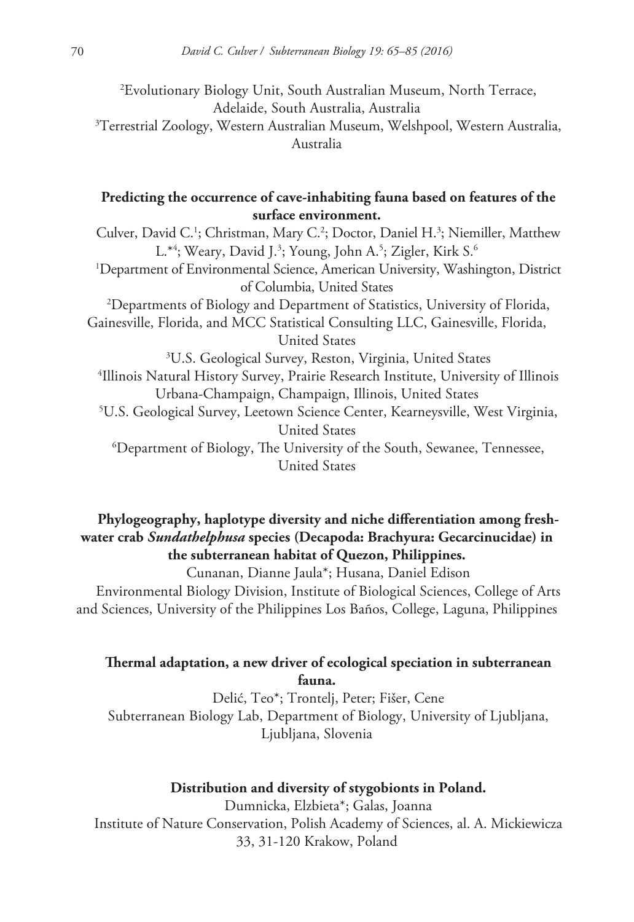[2]Evolutionary Biology Unit, South Australian Museum, North Terrace, Adelaide, South Australia, Australia
[3]Terrestrial Zoology, Western Australian Museum, Welshpool, Western Australia, Australia

**Predicting the occurrence of cave-inhabiting fauna based on features of the surface environment.**

Culver, David C.[1]; Christman, Mary C.[2]; Doctor, Daniel H.[3]; Niemiller, Matthew L.*[4]; Weary, David J.[3]; Young, John A.[5]; Zigler, Kirk S.[6]

[1]Department of Environmental Science, American University, Washington, District of Columbia, United States
[2]Departments of Biology and Department of Statistics, University of Florida, Gainesville, Florida, and MCC Statistical Consulting LLC, Gainesville, Florida, United States
[3]U.S. Geological Survey, Reston, Virginia, United States
[4]Illinois Natural History Survey, Prairie Research Institute, University of Illinois Urbana-Champaign, Champaign, Illinois, United States
[5]U.S. Geological Survey, Leetown Science Center, Kearneysville, West Virginia, United States
[6]Department of Biology, The University of the South, Sewanee, Tennessee, United States

**Phylogeography, haplotype diversity and niche differentiation among freshwater crab *Sundathelphusa* species (Decapoda: Brachyura: Gecarcinucidae) in the subterranean habitat of Quezon, Philippines.**

Cunanan, Dianne Jaula*; Husana, Daniel Edison

Environmental Biology Division, Institute of Biological Sciences, College of Arts and Sciences, University of the Philippines Los Baños, College, Laguna, Philippines

**Thermal adaptation, a new driver of ecological speciation in subterranean fauna.**

Delić, Teo*; Trontelj, Peter; Fišer, Cene

Subterranean Biology Lab, Department of Biology, University of Ljubljana, Ljubljana, Slovenia

**Distribution and diversity of stygobionts in Poland.**

Dumnicka, Elzbieta*; Galas, Joanna

Institute of Nature Conservation, Polish Academy of Sciences, al. A. Mickiewicza 33, 31-120 Krakow, Poland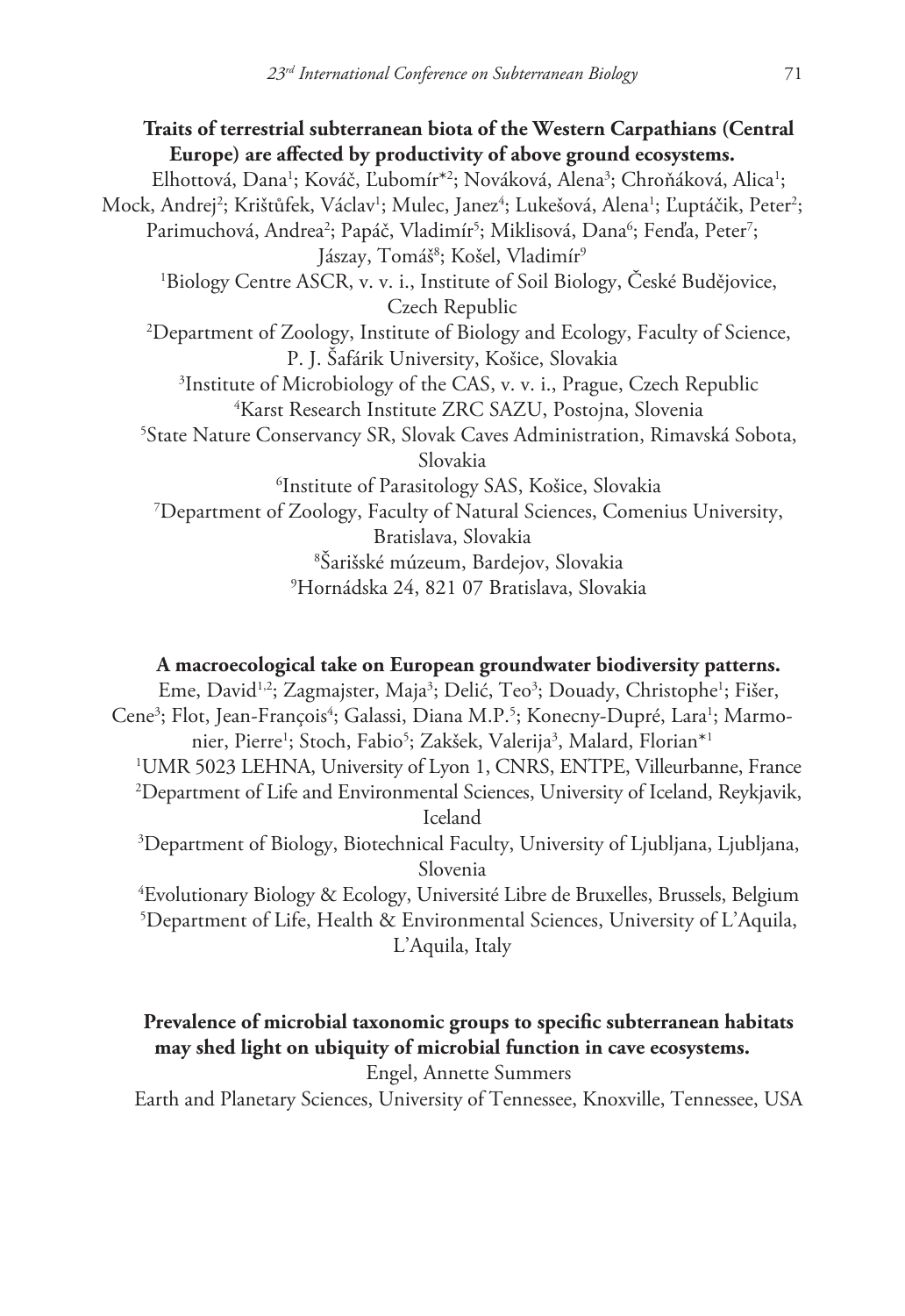**Traits of terrestrial subterranean biota of the Western Carpathians (Central Europe) are affected by productivity of above ground ecosystems.**

Elhottová, Dana[1]; Kováč, Ľubomír*[2]; Nováková, Alena[3]; Chroňáková, Alica[1]; Mock, Andrej[2]; Krištůfek, Václav[1]; Mulec, Janez[4]; Lukešová, Alena[1]; Ľuptáčik, Peter[2]; Parimuchová, Andrea[2]; Papáč, Vladimír[5]; Miklisová, Dana[6]; Fenďa, Peter[7]; Jászay, Tomáš[8]; Košel, Vladimír[9]

[1]Biology Centre ASCR, v. v. i., Institute of Soil Biology, České Budějovice, Czech Republic

[2]Department of Zoology, Institute of Biology and Ecology, Faculty of Science, P. J. Šafárik University, Košice, Slovakia

[3]Institute of Microbiology of the CAS, v. v. i., Prague, Czech Republic

[4]Karst Research Institute ZRC SAZU, Postojna, Slovenia

[5]State Nature Conservancy SR, Slovak Caves Administration, Rimavská Sobota, Slovakia

[6]Institute of Parasitology SAS, Košice, Slovakia

[7]Department of Zoology, Faculty of Natural Sciences, Comenius University, Bratislava, Slovakia

[8]Šarišské múzeum, Bardejov, Slovakia

[9]Hornádska 24, 821 07 Bratislava, Slovakia

**A macroecological take on European groundwater biodiversity patterns.**

Eme, David[1,2]; Zagmajster, Maja[3]; Delić, Teo[3]; Douady, Christophe[1]; Fišer, Cene[3]; Flot, Jean-François[4]; Galassi, Diana M.P.[5]; Konecny-Dupré, Lara[1]; Marmonier, Pierre[1]; Stoch, Fabio[5]; Zakšek, Valerija[3], Malard, Florian*[1]

[1]UMR 5023 LEHNA, University of Lyon 1, CNRS, ENTPE, Villeurbanne, France

[2]Department of Life and Environmental Sciences, University of Iceland, Reykjavik, Iceland

[3]Department of Biology, Biotechnical Faculty, University of Ljubljana, Ljubljana, Slovenia

[4]Evolutionary Biology & Ecology, Université Libre de Bruxelles, Brussels, Belgium

[5]Department of Life, Health & Environmental Sciences, University of L'Aquila, L'Aquila, Italy

**Prevalence of microbial taxonomic groups to specific subterranean habitats may shed light on ubiquity of microbial function in cave ecosystems.**

Engel, Annette Summers

Earth and Planetary Sciences, University of Tennessee, Knoxville, Tennessee, USA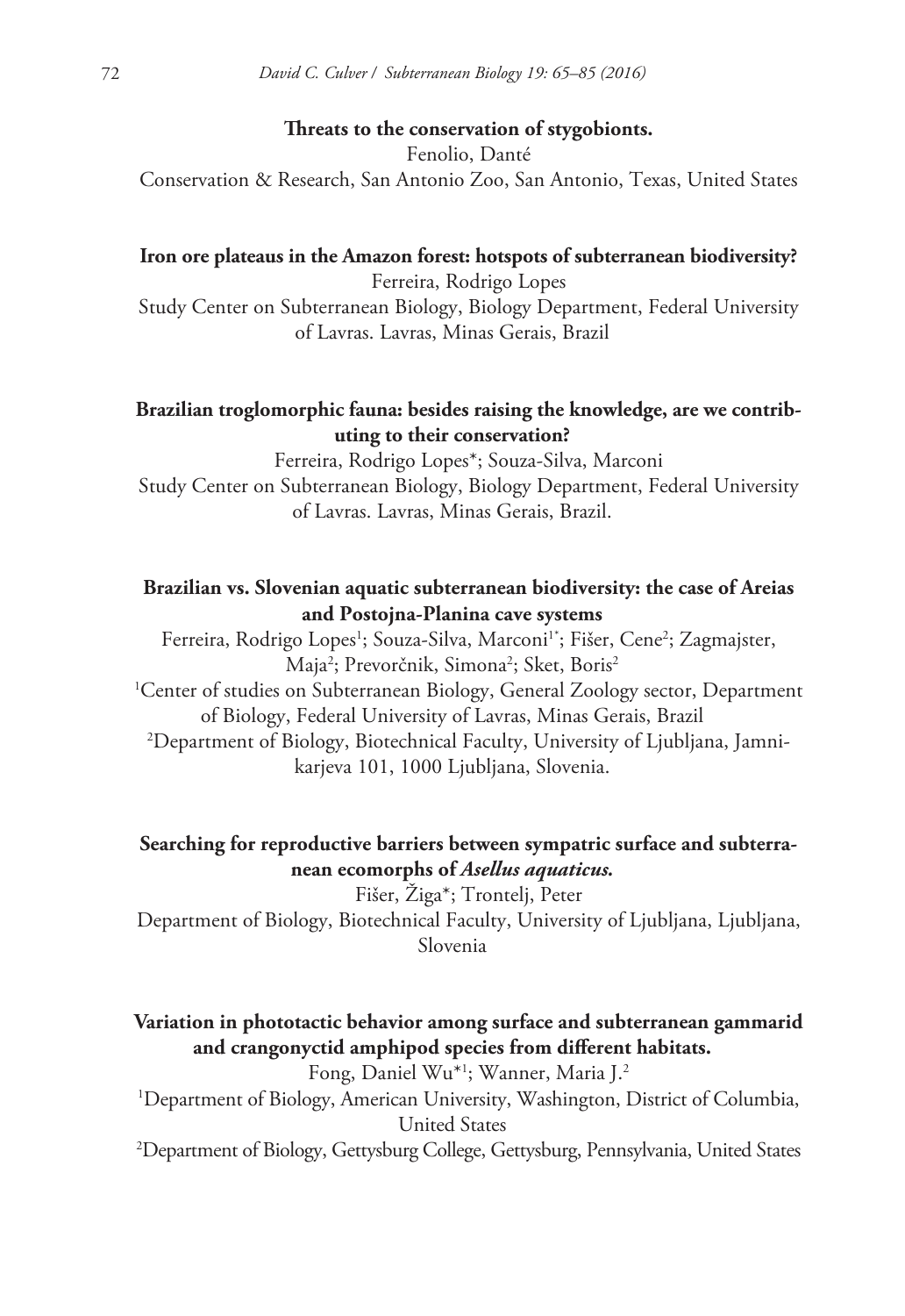**Threats to the conservation of stygobionts.**

Fenolio, Danté

Conservation & Research, San Antonio Zoo, San Antonio, Texas, United States

**Iron ore plateaus in the Amazon forest: hotspots of subterranean biodiversity?**

Ferreira, Rodrigo Lopes

Study Center on Subterranean Biology, Biology Department, Federal University of Lavras. Lavras, Minas Gerais, Brazil

**Brazilian troglomorphic fauna: besides raising the knowledge, are we contributing to their conservation?**

Ferreira, Rodrigo Lopes*; Souza-Silva, Marconi

Study Center on Subterranean Biology, Biology Department, Federal University of Lavras. Lavras, Minas Gerais, Brazil.

**Brazilian vs. Slovenian aquatic subterranean biodiversity: the case of Areias and Postojna-Planina cave systems**

Ferreira, Rodrigo Lopes[1]; Souza-Silva, Marconi[1*]; Fišer, Cene[2]; Zagmajster, Maja[2]; Prevorčnik, Simona[2]; Sket, Boris[2]

[1]Center of studies on Subterranean Biology, General Zoology sector, Department of Biology, Federal University of Lavras, Minas Gerais, Brazil

[2]Department of Biology, Biotechnical Faculty, University of Ljubljana, Jamnikarjeva 101, 1000 Ljubljana, Slovenia.

**Searching for reproductive barriers between sympatric surface and subterranean ecomorphs of *Asellus aquaticus*.**

Fišer, Žiga*; Trontelj, Peter

Department of Biology, Biotechnical Faculty, University of Ljubljana, Ljubljana, Slovenia

**Variation in phototactic behavior among surface and subterranean gammarid and crangonyctid amphipod species from different habitats.**

Fong, Daniel Wu*[1]; Wanner, Maria J.[2]

[1]Department of Biology, American University, Washington, District of Columbia, United States

[2]Department of Biology, Gettysburg College, Gettysburg, Pennsylvania, United States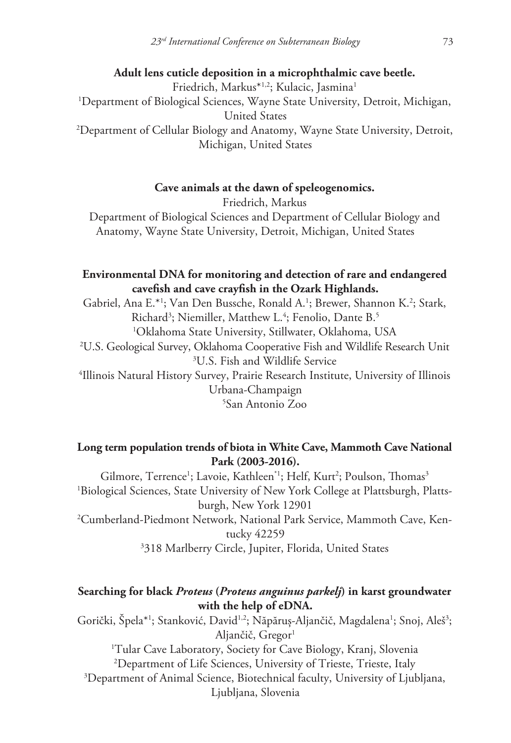**Adult lens cuticle deposition in a microphthalmic cave beetle.**

Friedrich, Markus*[1,2]; Kulacic, Jasmina[1]

[1]Department of Biological Sciences, Wayne State University, Detroit, Michigan, United States

[2]Department of Cellular Biology and Anatomy, Wayne State University, Detroit, Michigan, United States

**Cave animals at the dawn of speleogenomics.**

Friedrich, Markus

Department of Biological Sciences and Department of Cellular Biology and Anatomy, Wayne State University, Detroit, Michigan, United States

**Environmental DNA for monitoring and detection of rare and endangered cavefish and cave crayfish in the Ozark Highlands.**

Gabriel, Ana E.*[1]; Van Den Bussche, Ronald A.[1]; Brewer, Shannon K.[2]; Stark, Richard[3]; Niemiller, Matthew L.[4]; Fenolio, Dante B.[5]

[1]Oklahoma State University, Stillwater, Oklahoma, USA

[2]U.S. Geological Survey, Oklahoma Cooperative Fish and Wildlife Research Unit

[3]U.S. Fish and Wildlife Service

[4]Illinois Natural History Survey, Prairie Research Institute, University of Illinois Urbana-Champaign

[5]San Antonio Zoo

**Long term population trends of biota in White Cave, Mammoth Cave National Park (2003-2016).**

Gilmore, Terrence[1]; Lavoie, Kathleen*[1]; Helf, Kurt[2]; Poulson, Thomas[3]

[1]Biological Sciences, State University of New York College at Plattsburgh, Plattsburgh, New York 12901

[2]Cumberland-Piedmont Network, National Park Service, Mammoth Cave, Kentucky 42259

[3]318 Marlberry Circle, Jupiter, Florida, United States

**Searching for black *Proteus* (*Proteus anguinus parkelj*) in karst groundwater with the help of eDNA.**

Gorički, Špela*[1]; Stanković, David[1,2]; Năpăruş-Aljančič, Magdalena[1]; Snoj, Aleš[3]; Aljančič, Gregor[1]

[1]Tular Cave Laboratory, Society for Cave Biology, Kranj, Slovenia

[2]Department of Life Sciences, University of Trieste, Trieste, Italy

[3]Department of Animal Science, Biotechnical faculty, University of Ljubljana, Ljubljana, Slovenia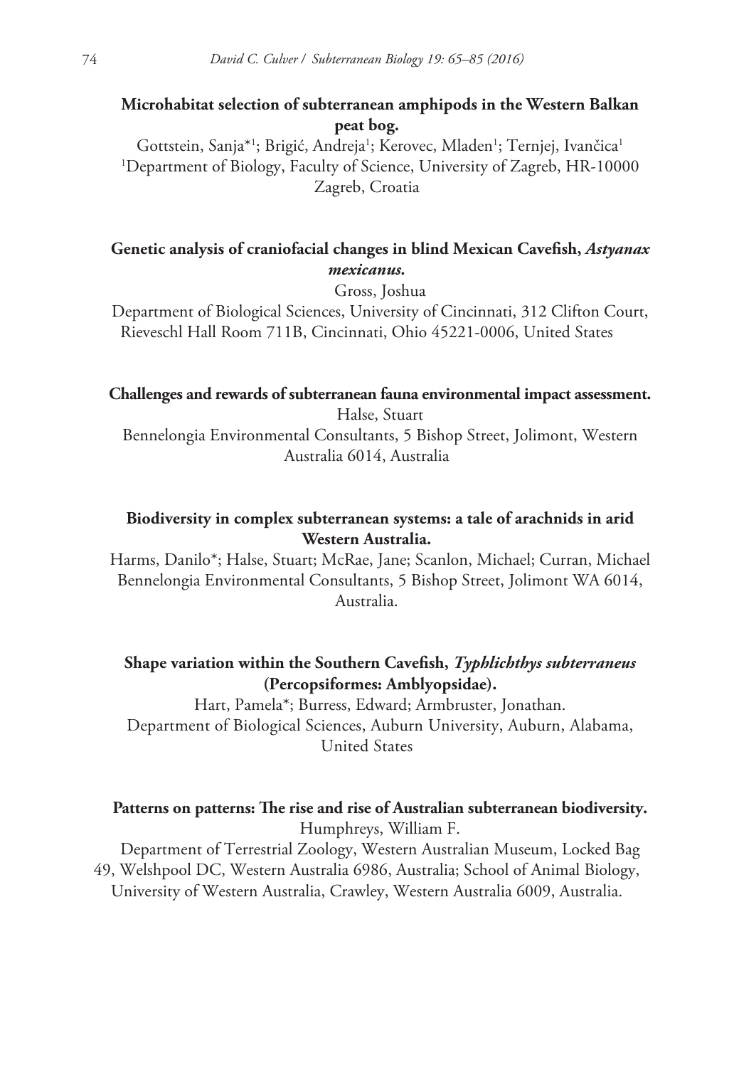**Microhabitat selection of subterranean amphipods in the Western Balkan peat bog.**

Gottstein, Sanja*[1]; Brigić, Andreja[1]; Kerovec, Mladen[1]; Ternjej, Ivančica[1]

[1]Department of Biology, Faculty of Science, University of Zagreb, HR-10000 Zagreb, Croatia

**Genetic analysis of craniofacial changes in blind Mexican Cavefish, *Astyanax mexicanus*.**

Gross, Joshua

Department of Biological Sciences, University of Cincinnati, 312 Clifton Court, Rieveschl Hall Room 711B, Cincinnati, Ohio 45221-0006, United States

**Challenges and rewards of subterranean fauna environmental impact assessment.**

Halse, Stuart

Bennelongia Environmental Consultants, 5 Bishop Street, Jolimont, Western Australia 6014, Australia

**Biodiversity in complex subterranean systems: a tale of arachnids in arid Western Australia.**

Harms, Danilo*; Halse, Stuart; McRae, Jane; Scanlon, Michael; Curran, Michael

Bennelongia Environmental Consultants, 5 Bishop Street, Jolimont WA 6014, Australia.

**Shape variation within the Southern Cavefish, *Typhlichthys subterraneus* (Percopsiformes: Amblyopsidae).**

Hart, Pamela*; Burress, Edward; Armbruster, Jonathan.

Department of Biological Sciences, Auburn University, Auburn, Alabama, United States

**Patterns on patterns: The rise and rise of Australian subterranean biodiversity.**

Humphreys, William F.

Department of Terrestrial Zoology, Western Australian Museum, Locked Bag 49, Welshpool DC, Western Australia 6986, Australia; School of Animal Biology, University of Western Australia, Crawley, Western Australia 6009, Australia.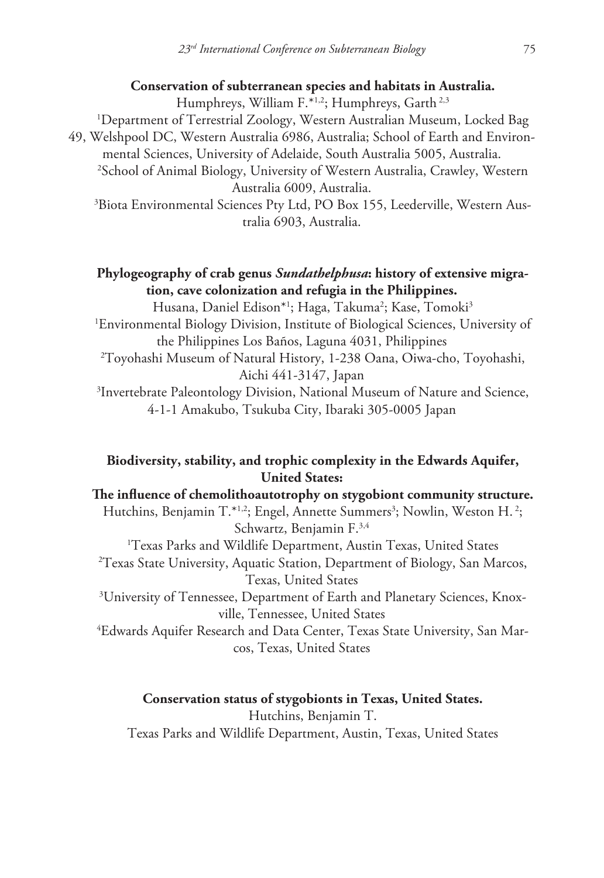**Conservation of subterranean species and habitats in Australia.**

Humphreys, William F.*[1,2]; Humphreys, Garth [2,3]

[1]Department of Terrestrial Zoology, Western Australian Museum, Locked Bag 49, Welshpool DC, Western Australia 6986, Australia; School of Earth and Environmental Sciences, University of Adelaide, South Australia 5005, Australia.

[2]School of Animal Biology, University of Western Australia, Crawley, Western Australia 6009, Australia.

[3]Biota Environmental Sciences Pty Ltd, PO Box 155, Leederville, Western Australia 6903, Australia.

**Phylogeography of crab genus *Sundathelphusa*: history of extensive migration, cave colonization and refugia in the Philippines.**

Husana, Daniel Edison*[1]; Haga, Takuma[2]; Kase, Tomoki[3]

[1]Environmental Biology Division, Institute of Biological Sciences, University of the Philippines Los Baños, Laguna 4031, Philippines

[2]Toyohashi Museum of Natural History, 1-238 Oana, Oiwa-cho, Toyohashi, Aichi 441-3147, Japan

[3]Invertebrate Paleontology Division, National Museum of Nature and Science, 4-1-1 Amakubo, Tsukuba City, Ibaraki 305-0005 Japan

**Biodiversity, stability, and trophic complexity in the Edwards Aquifer, United States: The influence of chemolithoautotrophy on stygobiont community structure.**

Hutchins, Benjamin T.*[1,2]; Engel, Annette Summers[3]; Nowlin, Weston H.[2]; Schwartz, Benjamin F.[3,4]

[1]Texas Parks and Wildlife Department, Austin Texas, United States

[2]Texas State University, Aquatic Station, Department of Biology, San Marcos, Texas, United States

[3]University of Tennessee, Department of Earth and Planetary Sciences, Knoxville, Tennessee, United States

[4]Edwards Aquifer Research and Data Center, Texas State University, San Marcos, Texas, United States

**Conservation status of stygobionts in Texas, United States.**

Hutchins, Benjamin T.

Texas Parks and Wildlife Department, Austin, Texas, United States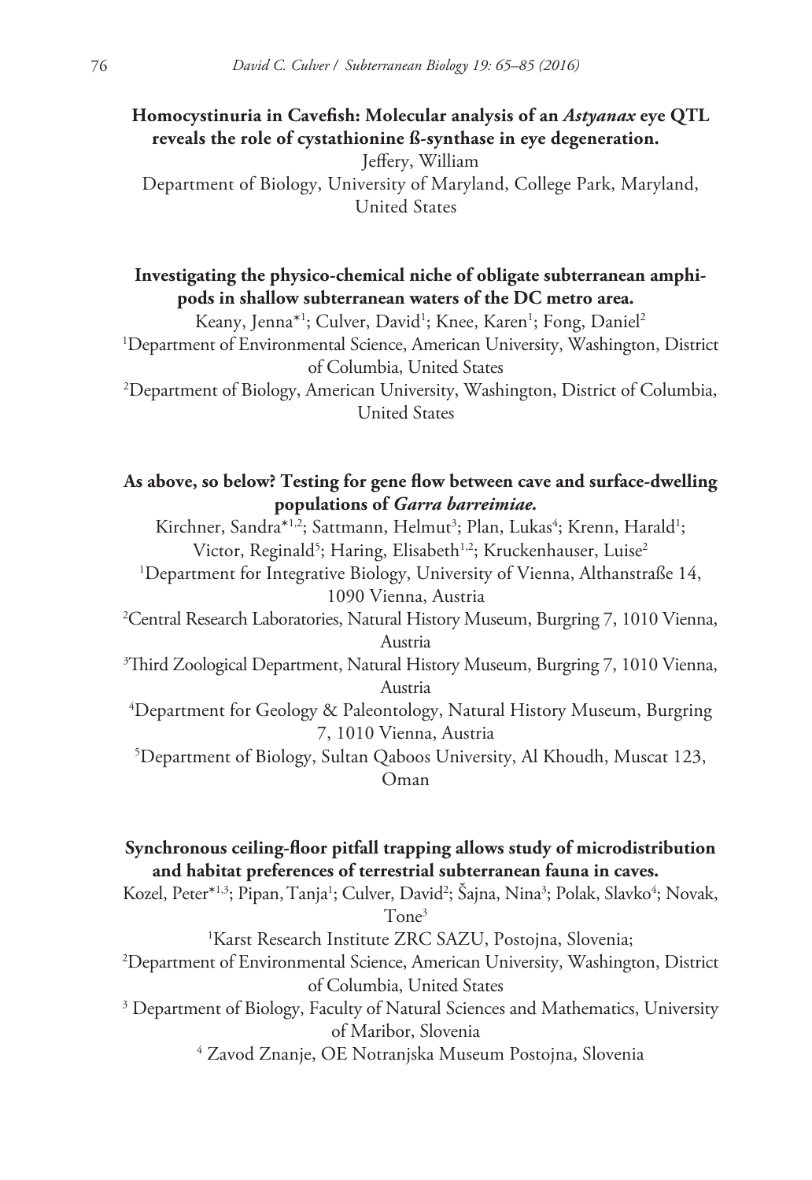**Homocystinuria in Cavefish: Molecular analysis of an *Astyanax* eye QTL reveals the role of cystathionine ß-synthase in eye degeneration.**

Jeffery, William

Department of Biology, University of Maryland, College Park, Maryland, United States

**Investigating the physico-chemical niche of obligate subterranean amphipods in shallow subterranean waters of the DC metro area.**

Keany, Jenna*[1]; Culver, David[1]; Knee, Karen[1]; Fong, Daniel[2]

[1]Department of Environmental Science, American University, Washington, District of Columbia, United States

[2]Department of Biology, American University, Washington, District of Columbia, United States

**As above, so below? Testing for gene flow between cave and surface-dwelling populations of *Garra barreimiae*.**

Kirchner, Sandra*[1,2]; Sattmann, Helmut[3]; Plan, Lukas[4]; Krenn, Harald[1]; Victor, Reginald[5]; Haring, Elisabeth[1,2]; Kruckenhauser, Luise[2]

[1]Department for Integrative Biology, University of Vienna, Althanstraße 14, 1090 Vienna, Austria

[2]Central Research Laboratories, Natural History Museum, Burgring 7, 1010 Vienna, Austria

[3]Third Zoological Department, Natural History Museum, Burgring 7, 1010 Vienna, Austria

[4]Department for Geology & Paleontology, Natural History Museum, Burgring 7, 1010 Vienna, Austria

[5]Department of Biology, Sultan Qaboos University, Al Khoudh, Muscat 123, Oman

**Synchronous ceiling-floor pitfall trapping allows study of microdistribution and habitat preferences of terrestrial subterranean fauna in caves.**

Kozel, Peter*[1,3]; Pipan, Tanja[1]; Culver, David[2]; Šajna, Nina[3]; Polak, Slavko[4]; Novak, Tone[3]

[1]Karst Research Institute ZRC SAZU, Postojna, Slovenia;

[2]Department of Environmental Science, American University, Washington, District of Columbia, United States

[3] Department of Biology, Faculty of Natural Sciences and Mathematics, University of Maribor, Slovenia

[4] Zavod Znanje, OE Notranjska Museum Postojna, Slovenia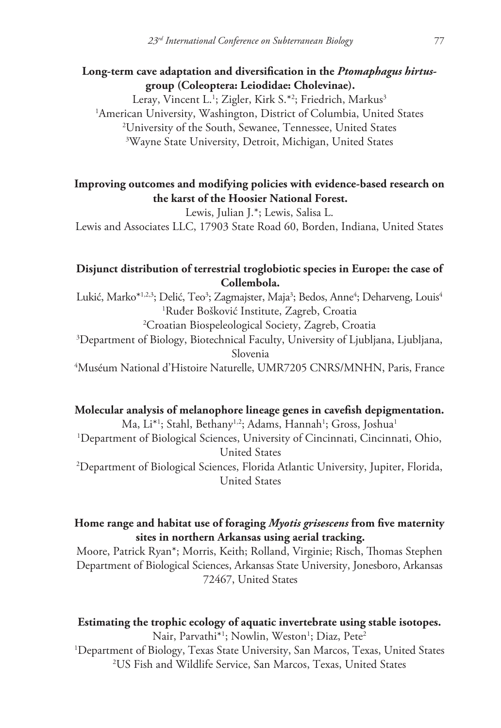**Long-term cave adaptation and diversification in the *Ptomaphagus hirtus*-group (Coleoptera: Leiodidae: Cholevinae).**

Leray, Vincent L.[1]; Zigler, Kirk S.*[2]; Friedrich, Markus[3]

[1]American University, Washington, District of Columbia, United States

[2]University of the South, Sewanee, Tennessee, United States

[3]Wayne State University, Detroit, Michigan, United States

**Improving outcomes and modifying policies with evidence-based research on the karst of the Hoosier National Forest.**

Lewis, Julian J.*; Lewis, Salisa L.

Lewis and Associates LLC, 17903 State Road 60, Borden, Indiana, United States

**Disjunct distribution of terrestrial troglobiotic species in Europe: the case of Collembola.**

Lukić, Marko*[1,2,3]; Delić, Teo[3]; Zagmajster, Maja[3]; Bedos, Anne[4]; Deharveng, Louis[4]

[1]Ruđer Bošković Institute, Zagreb, Croatia

[2]Croatian Biospeleological Society, Zagreb, Croatia

[3]Department of Biology, Biotechnical Faculty, University of Ljubljana, Ljubljana, Slovenia

[4]Muséum National d'Histoire Naturelle, UMR7205 CNRS/MNHN, Paris, France

**Molecular analysis of melanophore lineage genes in cavefish depigmentation.**

Ma, Li*[1]; Stahl, Bethany[1,2]; Adams, Hannah[1]; Gross, Joshua[1]

[1]Department of Biological Sciences, University of Cincinnati, Cincinnati, Ohio, United States

[2]Department of Biological Sciences, Florida Atlantic University, Jupiter, Florida, United States

**Home range and habitat use of foraging *Myotis grisescens* from five maternity sites in northern Arkansas using aerial tracking.**

Moore, Patrick Ryan*; Morris, Keith; Rolland, Virginie; Risch, Thomas Stephen

Department of Biological Sciences, Arkansas State University, Jonesboro, Arkansas 72467, United States

**Estimating the trophic ecology of aquatic invertebrate using stable isotopes.**

Nair, Parvathi*[1]; Nowlin, Weston[1]; Diaz, Pete[2]

[1]Department of Biology, Texas State University, San Marcos, Texas, United States

[2]US Fish and Wildlife Service, San Marcos, Texas, United States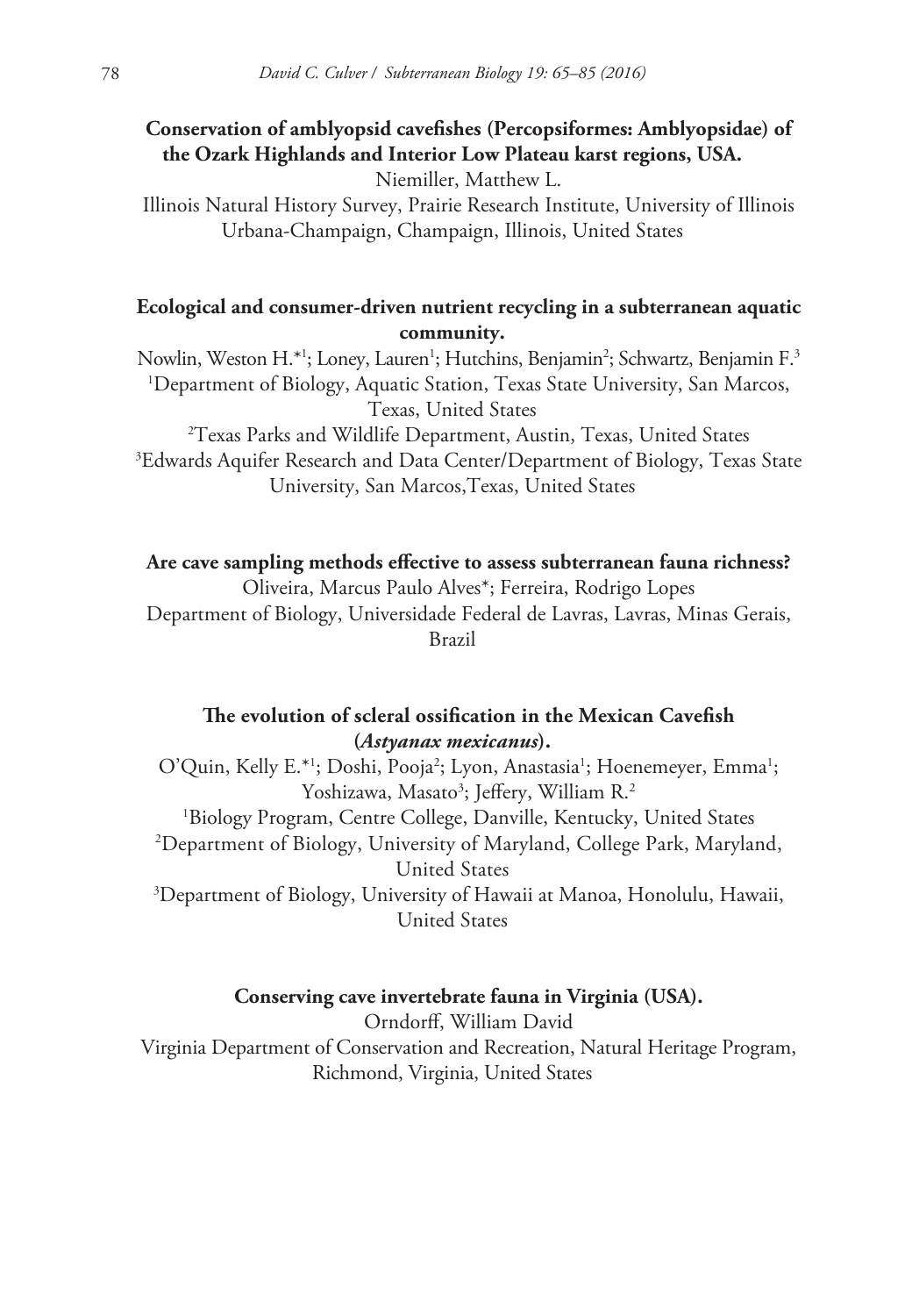**Conservation of amblyopsid cavefishes (Percopsiformes: Amblyopsidae) of the Ozark Highlands and Interior Low Plateau karst regions, USA.**

Niemiller, Matthew L.

Illinois Natural History Survey, Prairie Research Institute, University of Illinois Urbana-Champaign, Champaign, Illinois, United States

**Ecological and consumer-driven nutrient recycling in a subterranean aquatic community.**

Nowlin, Weston H.*[1]; Loney, Lauren[1]; Hutchins, Benjamin[2]; Schwartz, Benjamin F.[3]

[1]Department of Biology, Aquatic Station, Texas State University, San Marcos, Texas, United States

[2]Texas Parks and Wildlife Department, Austin, Texas, United States

[3]Edwards Aquifer Research and Data Center/Department of Biology, Texas State University, San Marcos,Texas, United States

**Are cave sampling methods effective to assess subterranean fauna richness?**

Oliveira, Marcus Paulo Alves*; Ferreira, Rodrigo Lopes

Department of Biology, Universidade Federal de Lavras, Lavras, Minas Gerais, Brazil

**The evolution of scleral ossification in the Mexican Cavefish (*Astyanax mexicanus*).**

O'Quin, Kelly E.*[1]; Doshi, Pooja[2]; Lyon, Anastasia[1]; Hoenemeyer, Emma[1]; Yoshizawa, Masato[3]; Jeffery, William R.[2]

[1]Biology Program, Centre College, Danville, Kentucky, United States

[2]Department of Biology, University of Maryland, College Park, Maryland, United States

[3]Department of Biology, University of Hawaii at Manoa, Honolulu, Hawaii, United States

**Conserving cave invertebrate fauna in Virginia (USA).**

Orndorff, William David

Virginia Department of Conservation and Recreation, Natural Heritage Program, Richmond, Virginia, United States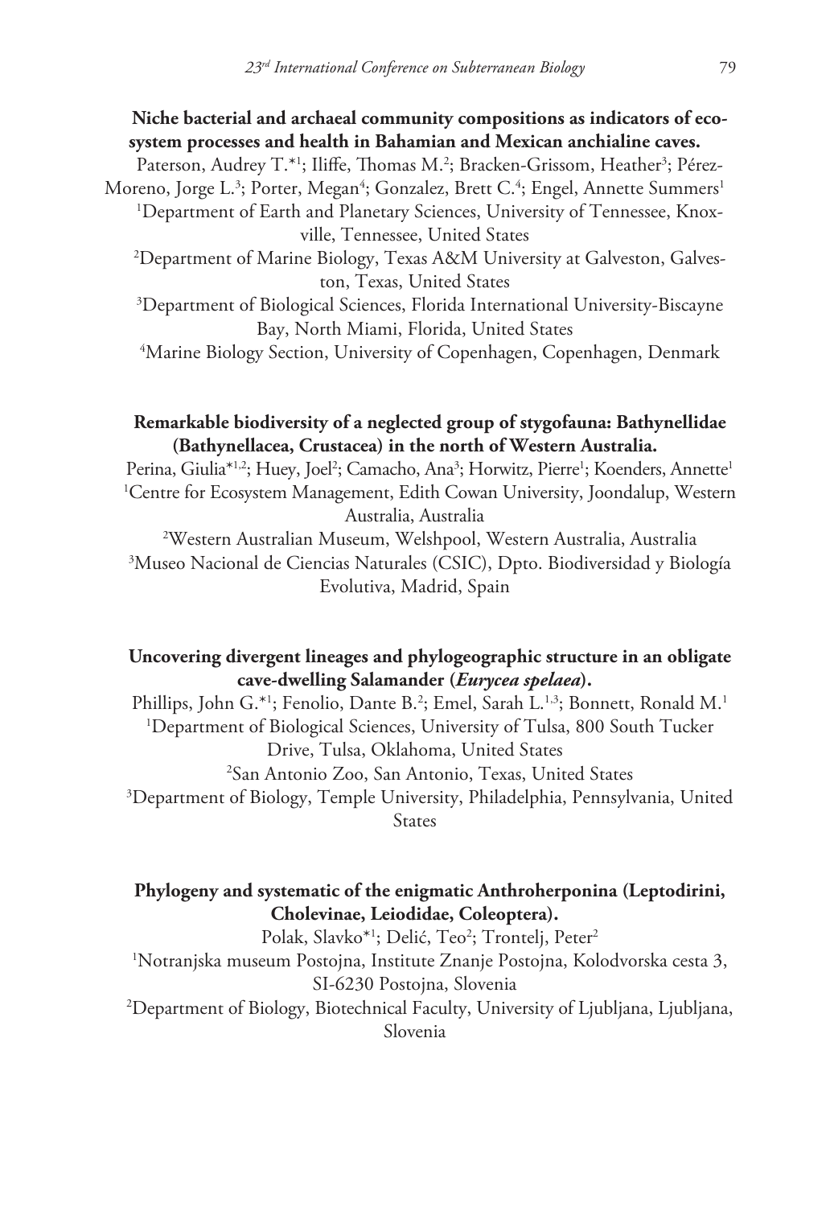**Niche bacterial and archaeal community compositions as indicators of ecosystem processes and health in Bahamian and Mexican anchialine caves.**

Paterson, Audrey T.*[1]; Iliffe, Thomas M.[2]; Bracken-Grissom, Heather[3]; Pérez-Moreno, Jorge L.[3]; Porter, Megan[4]; Gonzalez, Brett C.[4]; Engel, Annette Summers[1]

[1]Department of Earth and Planetary Sciences, University of Tennessee, Knoxville, Tennessee, United States

[2]Department of Marine Biology, Texas A&M University at Galveston, Galveston, Texas, United States

[3]Department of Biological Sciences, Florida International University-Biscayne Bay, North Miami, Florida, United States

[4]Marine Biology Section, University of Copenhagen, Copenhagen, Denmark

**Remarkable biodiversity of a neglected group of stygofauna: Bathynellidae (Bathynellacea, Crustacea) in the north of Western Australia.**

Perina, Giulia*[1,2]; Huey, Joel[2]; Camacho, Ana[3]; Horwitz, Pierre[1]; Koenders, Annette[1]

[1]Centre for Ecosystem Management, Edith Cowan University, Joondalup, Western Australia, Australia

[2]Western Australian Museum, Welshpool, Western Australia, Australia

[3]Museo Nacional de Ciencias Naturales (CSIC), Dpto. Biodiversidad y Biología Evolutiva, Madrid, Spain

**Uncovering divergent lineages and phylogeographic structure in an obligate cave-dwelling Salamander (*Eurycea spelaea*).**

Phillips, John G.*[1]; Fenolio, Dante B.[2]; Emel, Sarah L.[1,3]; Bonnett, Ronald M.[1]

[1]Department of Biological Sciences, University of Tulsa, 800 South Tucker Drive, Tulsa, Oklahoma, United States

[2]San Antonio Zoo, San Antonio, Texas, United States

[3]Department of Biology, Temple University, Philadelphia, Pennsylvania, United States

**Phylogeny and systematic of the enigmatic Anthroherponina (Leptodirini, Cholevinae, Leiodidae, Coleoptera).**

Polak, Slavko*[1]; Delić, Teo[2]; Trontelj, Peter[2]

[1]Notranjska museum Postojna, Institute Znanje Postojna, Kolodvorska cesta 3, SI-6230 Postojna, Slovenia

[2]Department of Biology, Biotechnical Faculty, University of Ljubljana, Ljubljana, Slovenia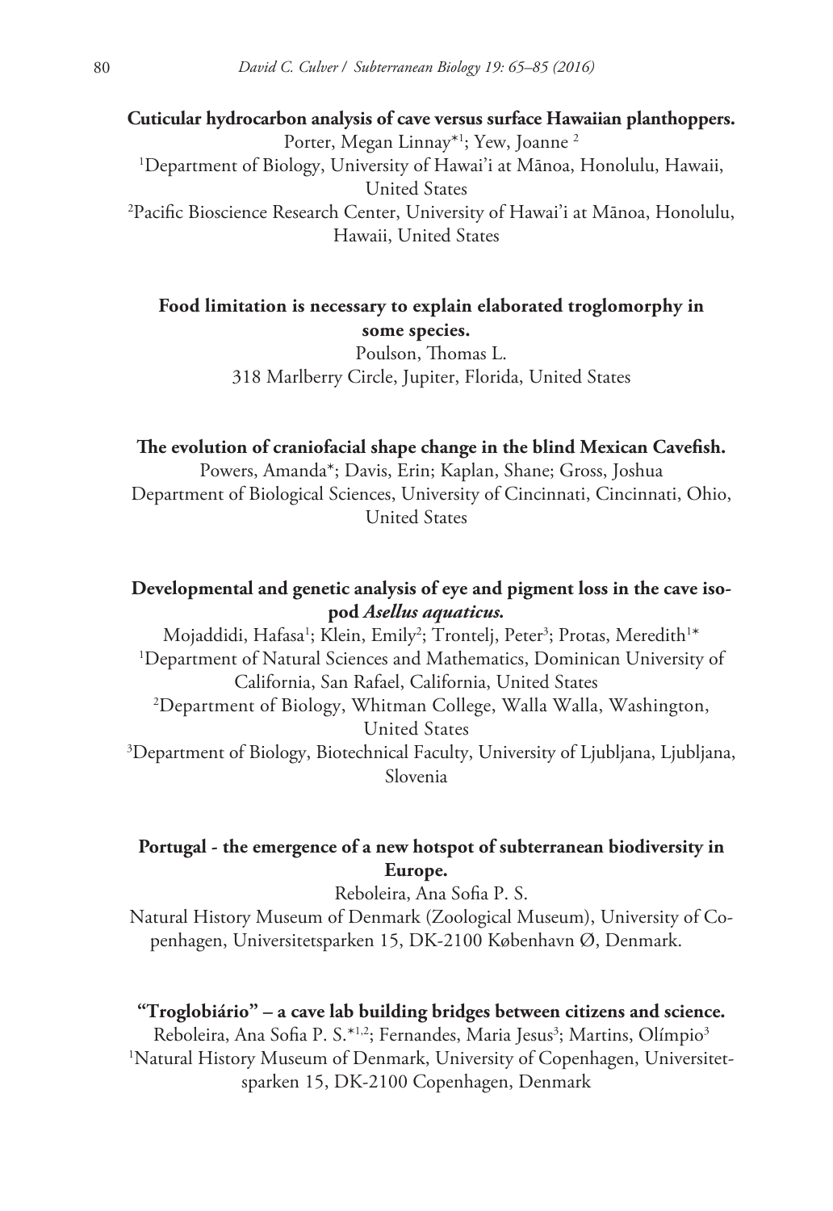**Cuticular hydrocarbon analysis of cave versus surface Hawaiian planthoppers.**

Porter, Megan Linnay*[1]; Yew, Joanne [2]

[1]Department of Biology, University of Hawai'i at Mānoa, Honolulu, Hawaii, United States

[2]Pacific Bioscience Research Center, University of Hawai'i at Mānoa, Honolulu, Hawaii, United States

**Food limitation is necessary to explain elaborated troglomorphy in some species.**

Poulson, Thomas L.

318 Marlberry Circle, Jupiter, Florida, United States

**The evolution of craniofacial shape change in the blind Mexican Cavefish.**

Powers, Amanda*; Davis, Erin; Kaplan, Shane; Gross, Joshua

Department of Biological Sciences, University of Cincinnati, Cincinnati, Ohio, United States

**Developmental and genetic analysis of eye and pigment loss in the cave isopod *Asellus aquaticus*.**

Mojaddidi, Hafasa[1]; Klein, Emily[2]; Trontelj, Peter[3]; Protas, Meredith[1]*

[1]Department of Natural Sciences and Mathematics, Dominican University of California, San Rafael, California, United States

[2]Department of Biology, Whitman College, Walla Walla, Washington, United States

[3]Department of Biology, Biotechnical Faculty, University of Ljubljana, Ljubljana, Slovenia

**Portugal - the emergence of a new hotspot of subterranean biodiversity in Europe.**

Reboleira, Ana Sofia P. S.

Natural History Museum of Denmark (Zoological Museum), University of Copenhagen, Universitetsparken 15, DK-2100 København Ø, Denmark.

**"Troglobiário" – a cave lab building bridges between citizens and science.**

Reboleira, Ana Sofia P. S.*[1,2]; Fernandes, Maria Jesus[3]; Martins, Olímpio[3]

[1]Natural History Museum of Denmark, University of Copenhagen, Universitetsparken 15, DK-2100 Copenhagen, Denmark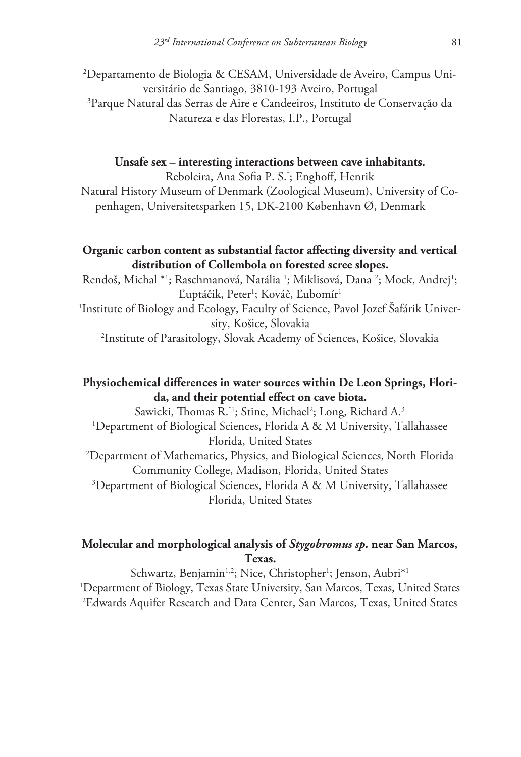[2]Departamento de Biologia & CESAM, Universidade de Aveiro, Campus Universitário de Santiago, 3810-193 Aveiro, Portugal
[3]Parque Natural das Serras de Aire e Candeeiros, Instituto de Conservação da Natureza e das Florestas, I.P., Portugal

**Unsafe sex – interesting interactions between cave inhabitants.**
Reboleira, Ana Sofia P. S.*; Enghoff, Henrik
Natural History Museum of Denmark (Zoological Museum), University of Copenhagen, Universitetsparken 15, DK-2100 København Ø, Denmark

**Organic carbon content as substantial factor affecting diversity and vertical distribution of Collembola on forested scree slopes.**
Rendoš, Michal *[1]; Raschmanová, Natália [1]; Miklisová, Dana [2]; Mock, Andrej[1]; Ľuptáčik, Peter[1]; Kováč, Ľubomír[1]
[1]Institute of Biology and Ecology, Faculty of Science, Pavol Jozef Šafárik University, Košice, Slovakia
[2]Institute of Parasitology, Slovak Academy of Sciences, Košice, Slovakia

**Physiochemical differences in water sources within De Leon Springs, Florida, and their potential effect on cave biota.**
Sawicki, Thomas R.*[1]; Stine, Michael[2]; Long, Richard A.[3]
[1]Department of Biological Sciences, Florida A & M University, Tallahassee Florida, United States
[2]Department of Mathematics, Physics, and Biological Sciences, North Florida Community College, Madison, Florida, United States
[3]Department of Biological Sciences, Florida A & M University, Tallahassee Florida, United States

**Molecular and morphological analysis of *Stygobromus sp.* near San Marcos, Texas.**
Schwartz, Benjamin[1,2]; Nice, Christopher[1]; Jenson, Aubri*[1]
[1]Department of Biology, Texas State University, San Marcos, Texas, United States
[2]Edwards Aquifer Research and Data Center, San Marcos, Texas, United States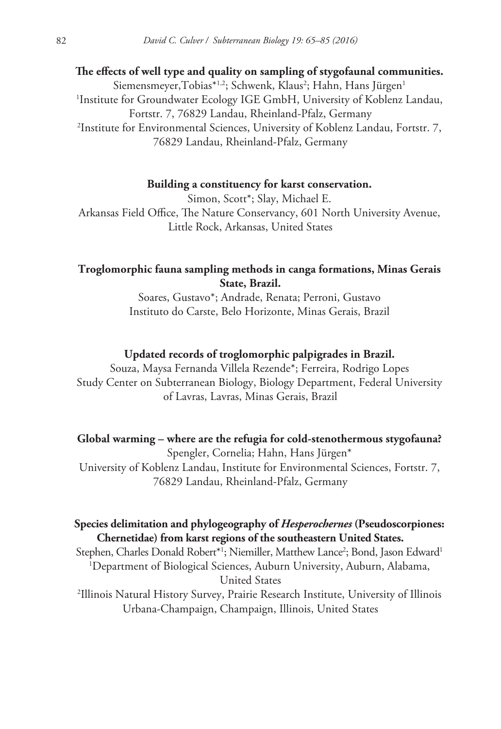**The effects of well type and quality on sampling of stygofaunal communities.**

Siemensmeyer,Tobias*[1,2]; Schwenk, Klaus[2]; Hahn, Hans Jürgen[1]

[1]Institute for Groundwater Ecology IGE GmbH, University of Koblenz Landau, Fortstr. 7, 76829 Landau, Rheinland-Pfalz, Germany

[2]Institute for Environmental Sciences, University of Koblenz Landau, Fortstr. 7, 76829 Landau, Rheinland-Pfalz, Germany

**Building a constituency for karst conservation.**

Simon, Scott*; Slay, Michael E.

Arkansas Field Office, The Nature Conservancy, 601 North University Avenue, Little Rock, Arkansas, United States

**Troglomorphic fauna sampling methods in canga formations, Minas Gerais State, Brazil.**

Soares, Gustavo*; Andrade, Renata; Perroni, Gustavo

Instituto do Carste, Belo Horizonte, Minas Gerais, Brazil

**Updated records of troglomorphic palpigrades in Brazil.**

Souza, Maysa Fernanda Villela Rezende*; Ferreira, Rodrigo Lopes

Study Center on Subterranean Biology, Biology Department, Federal University of Lavras, Lavras, Minas Gerais, Brazil

**Global warming – where are the refugia for cold-stenothermous stygofauna?**

Spengler, Cornelia; Hahn, Hans Jürgen*

University of Koblenz Landau, Institute for Environmental Sciences, Fortstr. 7, 76829 Landau, Rheinland-Pfalz, Germany

**Species delimitation and phylogeography of *Hesperochernes* (Pseudoscorpiones: Chernetidae) from karst regions of the southeastern United States.**

Stephen, Charles Donald Robert*[1]; Niemiller, Matthew Lance[2]; Bond, Jason Edward[1]

[1]Department of Biological Sciences, Auburn University, Auburn, Alabama, United States

[2]Illinois Natural History Survey, Prairie Research Institute, University of Illinois Urbana-Champaign, Champaign, Illinois, United States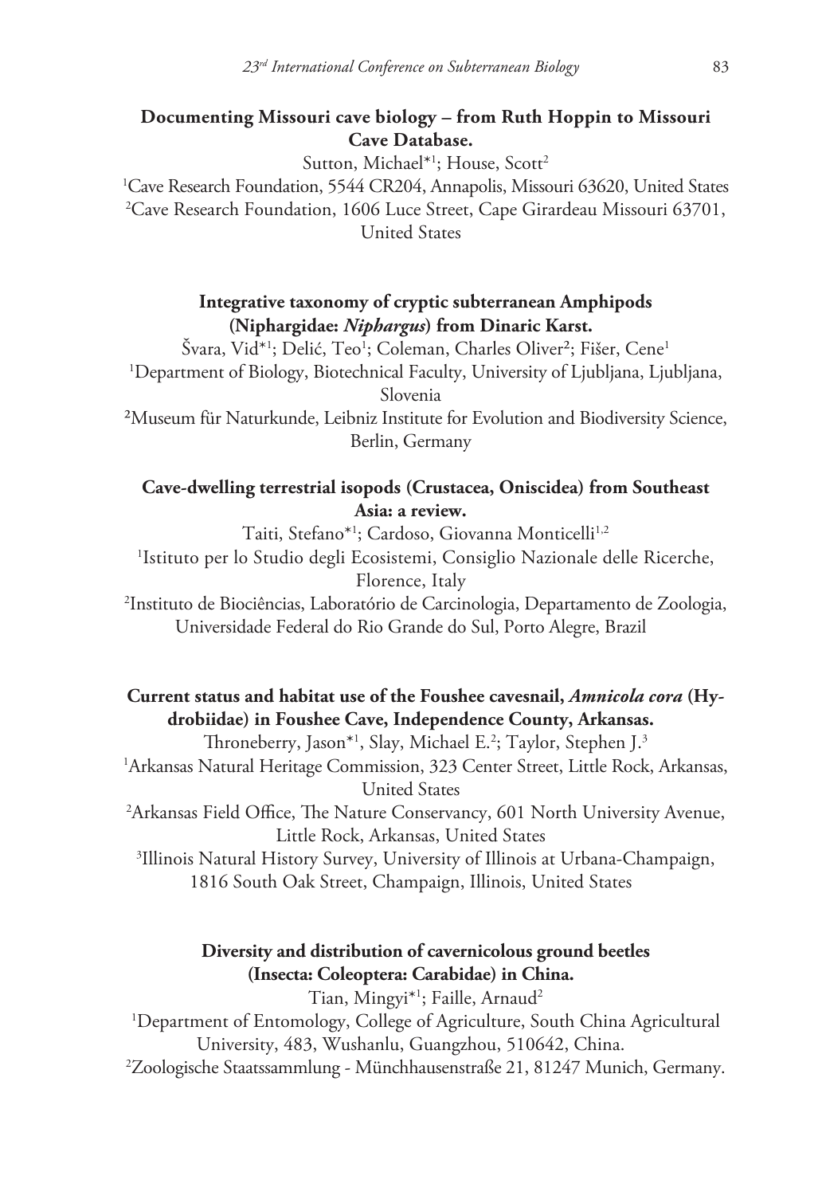**Documenting Missouri cave biology – from Ruth Hoppin to Missouri Cave Database.**

Sutton, Michael*[1]; House, Scott[2]

[1]Cave Research Foundation, 5544 CR204, Annapolis, Missouri 63620, United States

[2]Cave Research Foundation, 1606 Luce Street, Cape Girardeau Missouri 63701, United States

**Integrative taxonomy of cryptic subterranean Amphipods (Niphargidae: *Niphargus*) from Dinaric Karst.**

Švara, Vid*[1]; Delić, Teo[1]; Coleman, Charles Oliver[2]; Fišer, Cene[1]

[1]Department of Biology, Biotechnical Faculty, University of Ljubljana, Ljubljana, Slovenia

[2]Museum für Naturkunde, Leibniz Institute for Evolution and Biodiversity Science, Berlin, Germany

**Cave-dwelling terrestrial isopods (Crustacea, Oniscidea) from Southeast Asia: a review.**

Taiti, Stefano*[1]; Cardoso, Giovanna Monticelli[1,2]

[1]Istituto per lo Studio degli Ecosistemi, Consiglio Nazionale delle Ricerche, Florence, Italy

[2]Instituto de Biociências, Laboratório de Carcinologia, Departamento de Zoologia, Universidade Federal do Rio Grande do Sul, Porto Alegre, Brazil

**Current status and habitat use of the Foushee cavesnail, *Amnicola cora* (Hydrobiidae) in Foushee Cave, Independence County, Arkansas.**

Throneberry, Jason*[1], Slay, Michael E.[2]; Taylor, Stephen J.[3]

[1]Arkansas Natural Heritage Commission, 323 Center Street, Little Rock, Arkansas, United States

[2]Arkansas Field Office, The Nature Conservancy, 601 North University Avenue, Little Rock, Arkansas, United States

[3]Illinois Natural History Survey, University of Illinois at Urbana-Champaign, 1816 South Oak Street, Champaign, Illinois, United States

**Diversity and distribution of cavernicolous ground beetles (Insecta: Coleoptera: Carabidae) in China.**

Tian, Mingyi*[1]; Faille, Arnaud[2]

[1]Department of Entomology, College of Agriculture, South China Agricultural University, 483, Wushanlu, Guangzhou, 510642, China.

[2]Zoologische Staatssammlung - Münchhausenstraße 21, 81247 Munich, Germany.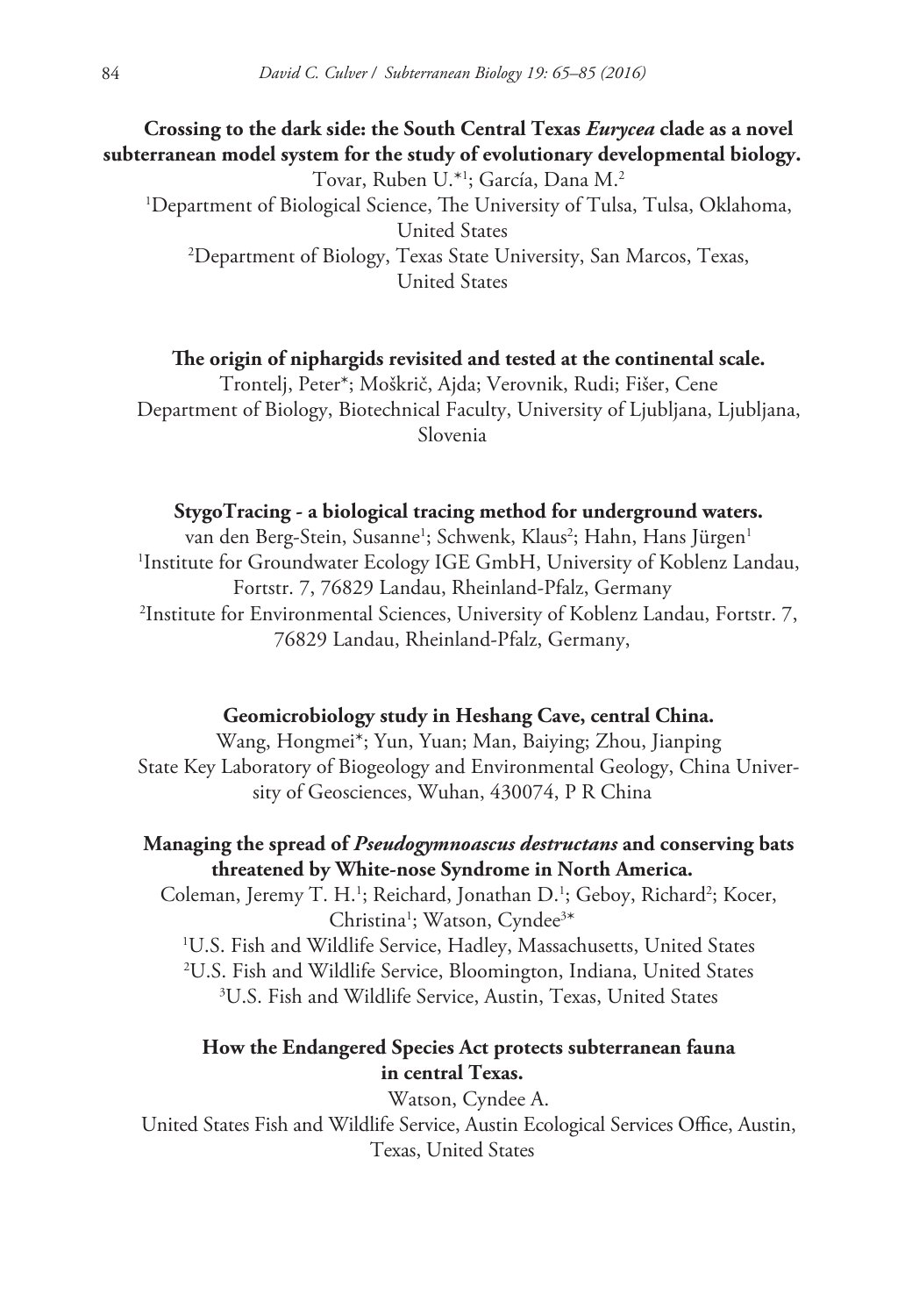**Crossing to the dark side: the South Central Texas *Eurycea* clade as a novel subterranean model system for the study of evolutionary developmental biology.**

Tovar, Ruben U.*[1]; García, Dana M.[2]

[1]Department of Biological Science, The University of Tulsa, Tulsa, Oklahoma, United States

[2]Department of Biology, Texas State University, San Marcos, Texas, United States

**The origin of niphargids revisited and tested at the continental scale.**

Trontelj, Peter*; Moškrič, Ajda; Verovnik, Rudi; Fišer, Cene

Department of Biology, Biotechnical Faculty, University of Ljubljana, Ljubljana, Slovenia

**StygoTracing - a biological tracing method for underground waters.**

van den Berg-Stein, Susanne[1]; Schwenk, Klaus[2]; Hahn, Hans Jürgen[1]

[1]Institute for Groundwater Ecology IGE GmbH, University of Koblenz Landau, Fortstr. 7, 76829 Landau, Rheinland-Pfalz, Germany

[2]Institute for Environmental Sciences, University of Koblenz Landau, Fortstr. 7, 76829 Landau, Rheinland-Pfalz, Germany,

**Geomicrobiology study in Heshang Cave, central China.**

Wang, Hongmei*; Yun, Yuan; Man, Baiying; Zhou, Jianping

State Key Laboratory of Biogeology and Environmental Geology, China University of Geosciences, Wuhan, 430074, P R China

**Managing the spread of *Pseudogymnoascus destructans* and conserving bats threatened by White-nose Syndrome in North America.**

Coleman, Jeremy T. H.[1]; Reichard, Jonathan D.[1]; Geboy, Richard[2]; Kocer, Christina[1]; Watson, Cyndee[3]*

[1]U.S. Fish and Wildlife Service, Hadley, Massachusetts, United States

[2]U.S. Fish and Wildlife Service, Bloomington, Indiana, United States

[3]U.S. Fish and Wildlife Service, Austin, Texas, United States

**How the Endangered Species Act protects subterranean fauna in central Texas.**

Watson, Cyndee A.

United States Fish and Wildlife Service, Austin Ecological Services Office, Austin, Texas, United States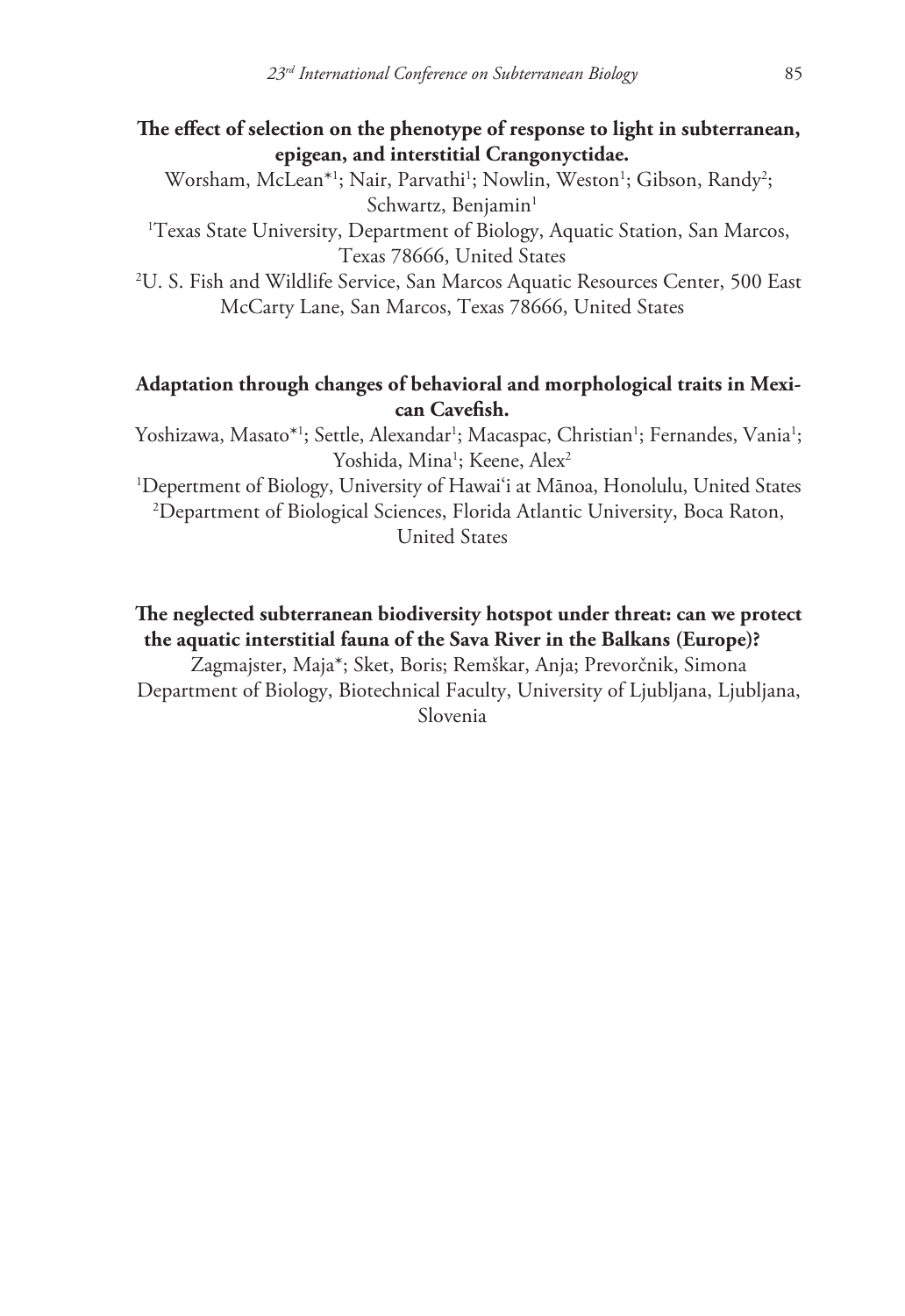**The effect of selection on the phenotype of response to light in subterranean, epigean, and interstitial Crangonyctidae.**

Worsham, McLean*[1]; Nair, Parvathi[1]; Nowlin, Weston[1]; Gibson, Randy[2]; Schwartz, Benjamin[1]

[1]Texas State University, Department of Biology, Aquatic Station, San Marcos, Texas 78666, United States

[2]U. S. Fish and Wildlife Service, San Marcos Aquatic Resources Center, 500 East McCarty Lane, San Marcos, Texas 78666, United States

**Adaptation through changes of behavioral and morphological traits in Mexican Cavefish.**

Yoshizawa, Masato*[1]; Settle, Alexandar[1]; Macaspac, Christian[1]; Fernandes, Vania[1]; Yoshida, Mina[1]; Keene, Alex[2]

[1]Depertment of Biology, University of Hawai'i at Mānoa, Honolulu, United States

[2]Department of Biological Sciences, Florida Atlantic University, Boca Raton, United States

**The neglected subterranean biodiversity hotspot under threat: can we protect the aquatic interstitial fauna of the Sava River in the Balkans (Europe)?**

Zagmajster, Maja*; Sket, Boris; Remškar, Anja; Prevorčnik, Simona

Department of Biology, Biotechnical Faculty, University of Ljubljana, Ljubljana, Slovenia